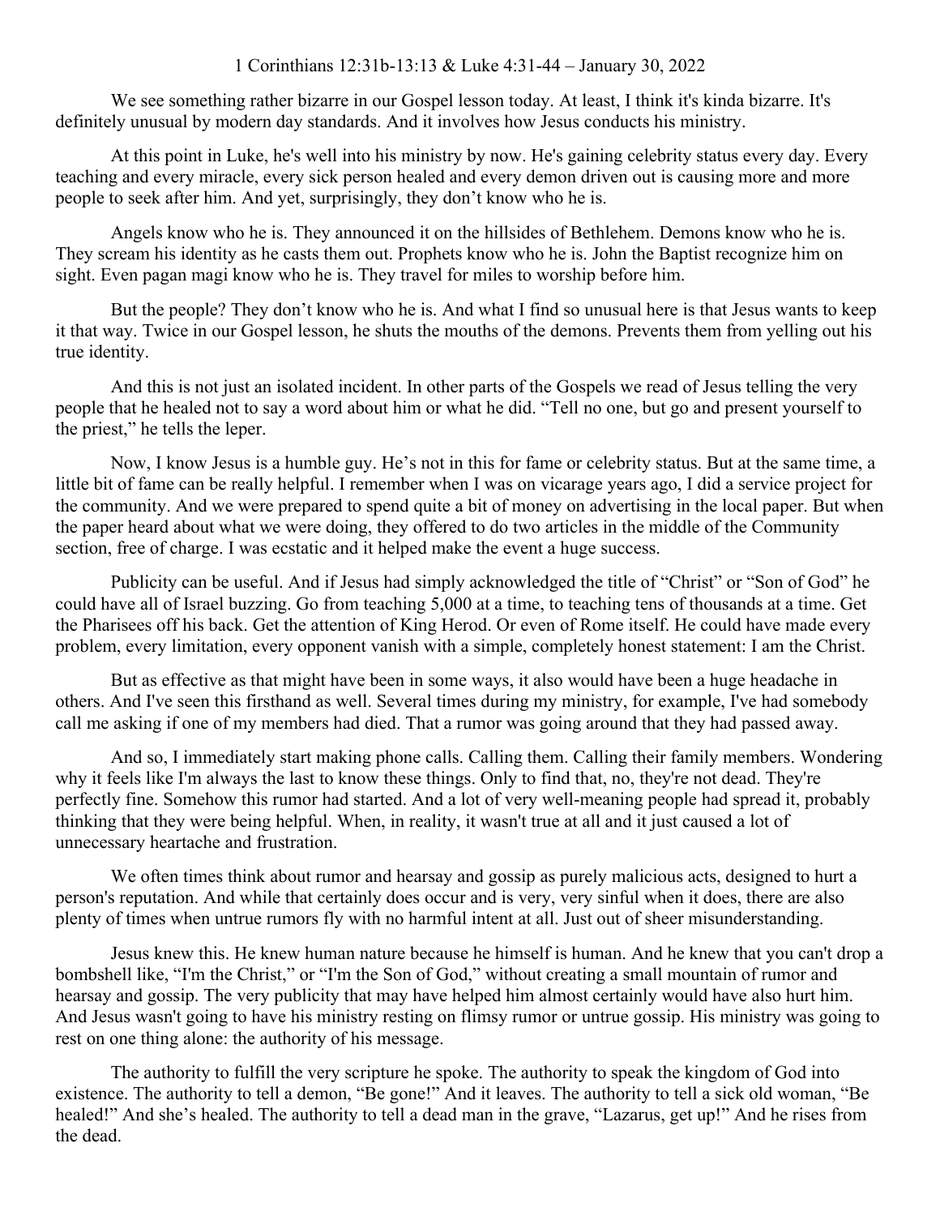1 Corinthians 12:31b-13:13 & Luke 4:31-44 – January 30, 2022

We see something rather bizarre in our Gospel lesson today. At least, I think it's kinda bizarre. It's definitely unusual by modern day standards. And it involves how Jesus conducts his ministry.

At this point in Luke, he's well into his ministry by now. He's gaining celebrity status every day. Every teaching and every miracle, every sick person healed and every demon driven out is causing more and more people to seek after him. And yet, surprisingly, they don't know who he is.

Angels know who he is. They announced it on the hillsides of Bethlehem. Demons know who he is. They scream his identity as he casts them out. Prophets know who he is. John the Baptist recognize him on sight. Even pagan magi know who he is. They travel for miles to worship before him.

But the people? They don't know who he is. And what I find so unusual here is that Jesus wants to keep it that way. Twice in our Gospel lesson, he shuts the mouths of the demons. Prevents them from yelling out his true identity.

And this is not just an isolated incident. In other parts of the Gospels we read of Jesus telling the very people that he healed not to say a word about him or what he did. "Tell no one, but go and present yourself to the priest," he tells the leper.

Now, I know Jesus is a humble guy. He's not in this for fame or celebrity status. But at the same time, a little bit of fame can be really helpful. I remember when I was on vicarage years ago, I did a service project for the community. And we were prepared to spend quite a bit of money on advertising in the local paper. But when the paper heard about what we were doing, they offered to do two articles in the middle of the Community section, free of charge. I was ecstatic and it helped make the event a huge success.

Publicity can be useful. And if Jesus had simply acknowledged the title of "Christ" or "Son of God" he could have all of Israel buzzing. Go from teaching 5,000 at a time, to teaching tens of thousands at a time. Get the Pharisees off his back. Get the attention of King Herod. Or even of Rome itself. He could have made every problem, every limitation, every opponent vanish with a simple, completely honest statement: I am the Christ.

But as effective as that might have been in some ways, it also would have been a huge headache in others. And I've seen this firsthand as well. Several times during my ministry, for example, I've had somebody call me asking if one of my members had died. That a rumor was going around that they had passed away.

And so, I immediately start making phone calls. Calling them. Calling their family members. Wondering why it feels like I'm always the last to know these things. Only to find that, no, they're not dead. They're perfectly fine. Somehow this rumor had started. And a lot of very well-meaning people had spread it, probably thinking that they were being helpful. When, in reality, it wasn't true at all and it just caused a lot of unnecessary heartache and frustration.

We often times think about rumor and hearsay and gossip as purely malicious acts, designed to hurt a person's reputation. And while that certainly does occur and is very, very sinful when it does, there are also plenty of times when untrue rumors fly with no harmful intent at all. Just out of sheer misunderstanding.

Jesus knew this. He knew human nature because he himself is human. And he knew that you can't drop a bombshell like, "I'm the Christ," or "I'm the Son of God," without creating a small mountain of rumor and hearsay and gossip. The very publicity that may have helped him almost certainly would have also hurt him. And Jesus wasn't going to have his ministry resting on flimsy rumor or untrue gossip. His ministry was going to rest on one thing alone: the authority of his message.

The authority to fulfill the very scripture he spoke. The authority to speak the kingdom of God into existence. The authority to tell a demon, "Be gone!" And it leaves. The authority to tell a sick old woman, "Be healed!" And she's healed. The authority to tell a dead man in the grave, "Lazarus, get up!" And he rises from the dead.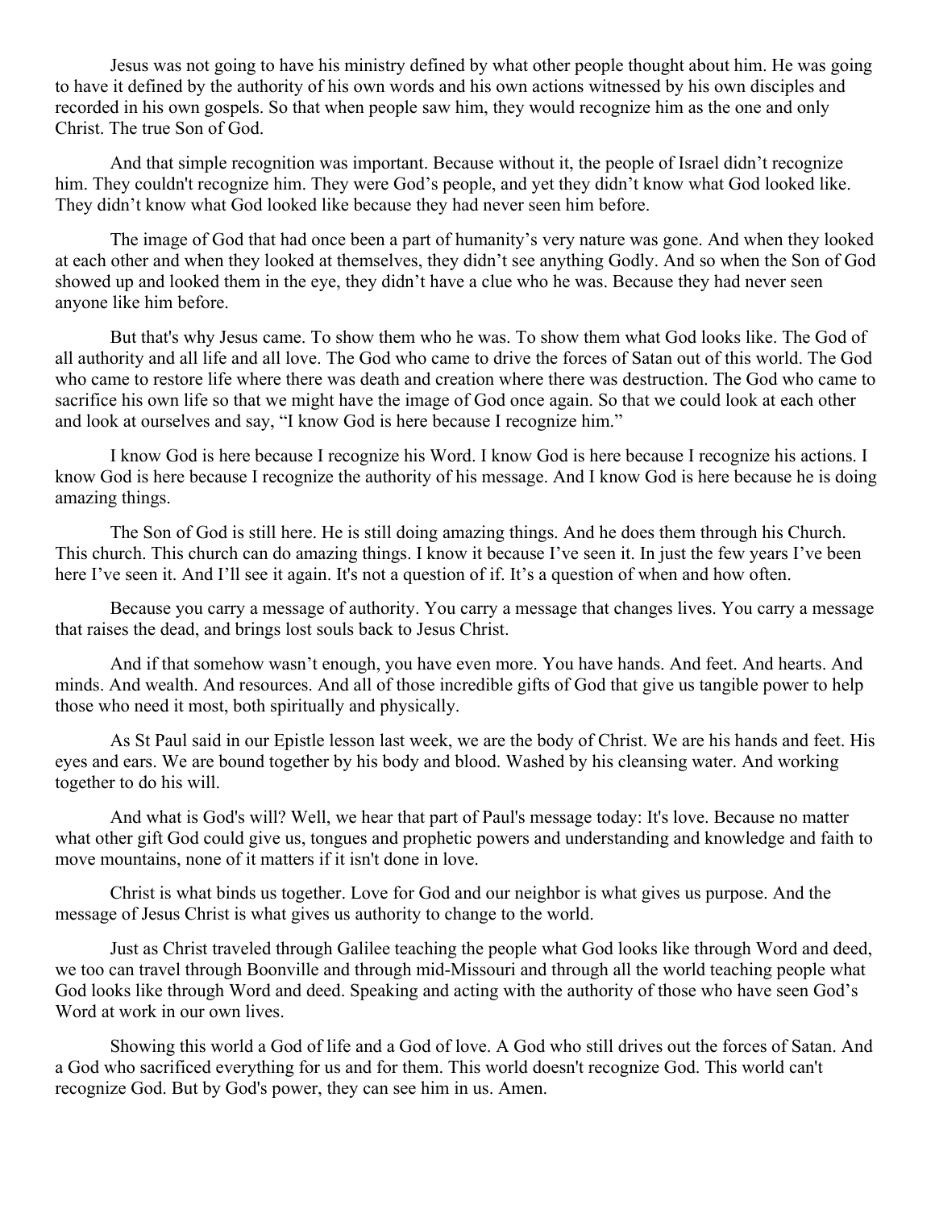Jesus was not going to have his ministry defined by what other people thought about him. He was going to have it defined by the authority of his own words and his own actions witnessed by his own disciples and recorded in his own gospels. So that when people saw him, they would recognize him as the one and only Christ. The true Son of God.

And that simple recognition was important. Because without it, the people of Israel didn't recognize him. They couldn't recognize him. They were God's people, and yet they didn't know what God looked like. They didn't know what God looked like because they had never seen him before.

The image of God that had once been a part of humanity's very nature was gone. And when they looked at each other and when they looked at themselves, they didn't see anything Godly. And so when the Son of God showed up and looked them in the eye, they didn't have a clue who he was. Because they had never seen anyone like him before.

But that's why Jesus came. To show them who he was. To show them what God looks like. The God of all authority and all life and all love. The God who came to drive the forces of Satan out of this world. The God who came to restore life where there was death and creation where there was destruction. The God who came to sacrifice his own life so that we might have the image of God once again. So that we could look at each other and look at ourselves and say, "I know God is here because I recognize him."

I know God is here because I recognize his Word. I know God is here because I recognize his actions. I know God is here because I recognize the authority of his message. And I know God is here because he is doing amazing things.

The Son of God is still here. He is still doing amazing things. And he does them through his Church. This church. This church can do amazing things. I know it because I've seen it. In just the few years I've been here I've seen it. And I'll see it again. It's not a question of if. It's a question of when and how often.

Because you carry a message of authority. You carry a message that changes lives. You carry a message that raises the dead, and brings lost souls back to Jesus Christ.

And if that somehow wasn't enough, you have even more. You have hands. And feet. And hearts. And minds. And wealth. And resources. And all of those incredible gifts of God that give us tangible power to help those who need it most, both spiritually and physically.

As St Paul said in our Epistle lesson last week, we are the body of Christ. We are his hands and feet. His eyes and ears. We are bound together by his body and blood. Washed by his cleansing water. And working together to do his will.

And what is God's will? Well, we hear that part of Paul's message today: It's love. Because no matter what other gift God could give us, tongues and prophetic powers and understanding and knowledge and faith to move mountains, none of it matters if it isn't done in love.

Christ is what binds us together. Love for God and our neighbor is what gives us purpose. And the message of Jesus Christ is what gives us authority to change to the world.

Just as Christ traveled through Galilee teaching the people what God looks like through Word and deed, we too can travel through Boonville and through mid-Missouri and through all the world teaching people what God looks like through Word and deed. Speaking and acting with the authority of those who have seen God's Word at work in our own lives.

Showing this world a God of life and a God of love. A God who still drives out the forces of Satan. And a God who sacrificed everything for us and for them. This world doesn't recognize God. This world can't recognize God. But by God's power, they can see him in us. Amen.